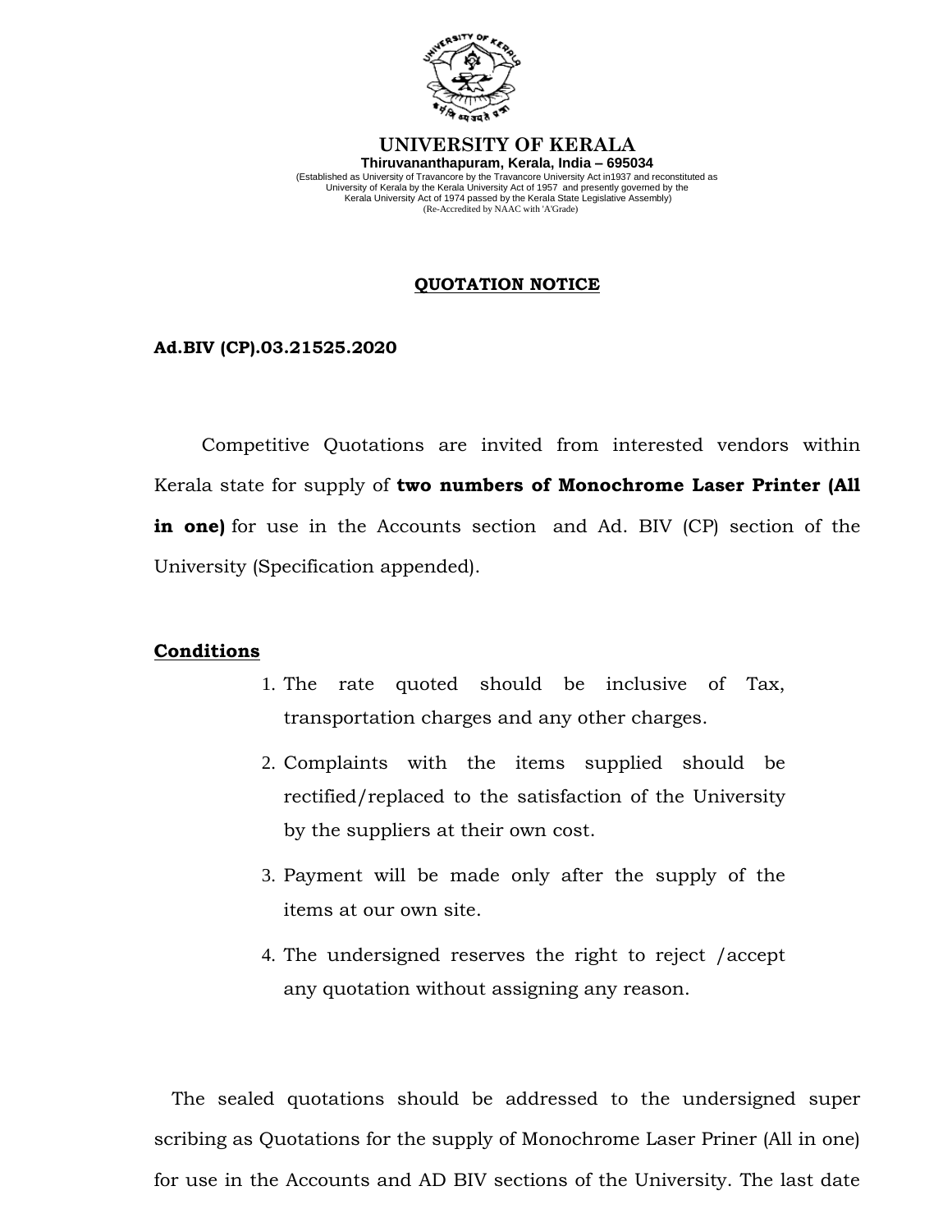# UNIVERSITY OF KERALA

**Thiruvananthapuram, Kerala, India – 695034**

(Established as University of Travancore by the Travancore University Act in1937 and reconstituted as University of Kerala by the Kerala University Act of 1957 and presently governed by the Kerala University Act of 1974 passed by the Kerala State Legislative Assembly)

(Re-Accredited by NAAC with 'A'Grade)

## QUOTATION NOTICE

**Ad.BIV (CP).03.21525.2020**

Competitive Quotations are invited from interested vendors within Kerala state for supply of **two numbers of Monochrome Laser Printer (All in one)** for use in the Accounts section and Ad. BIV (CP) section of the University (Specification appended).

**Conditions**

1. The rate quoted should be inclusive of Tax, transportation charges and any other charges.
2. Complaints with the items supplied should be rectified/replaced to the satisfaction of the University by the suppliers at their own cost.
3. Payment will be made only after the supply of the items at our own site.
4. The undersigned reserves the right to reject /accept any quotation without assigning any reason.

The sealed quotations should be addressed to the undersigned super scribing as Quotations for the supply of Monochrome Laser Priner (All in one) for use in the Accounts and AD BIV sections of the University. The last date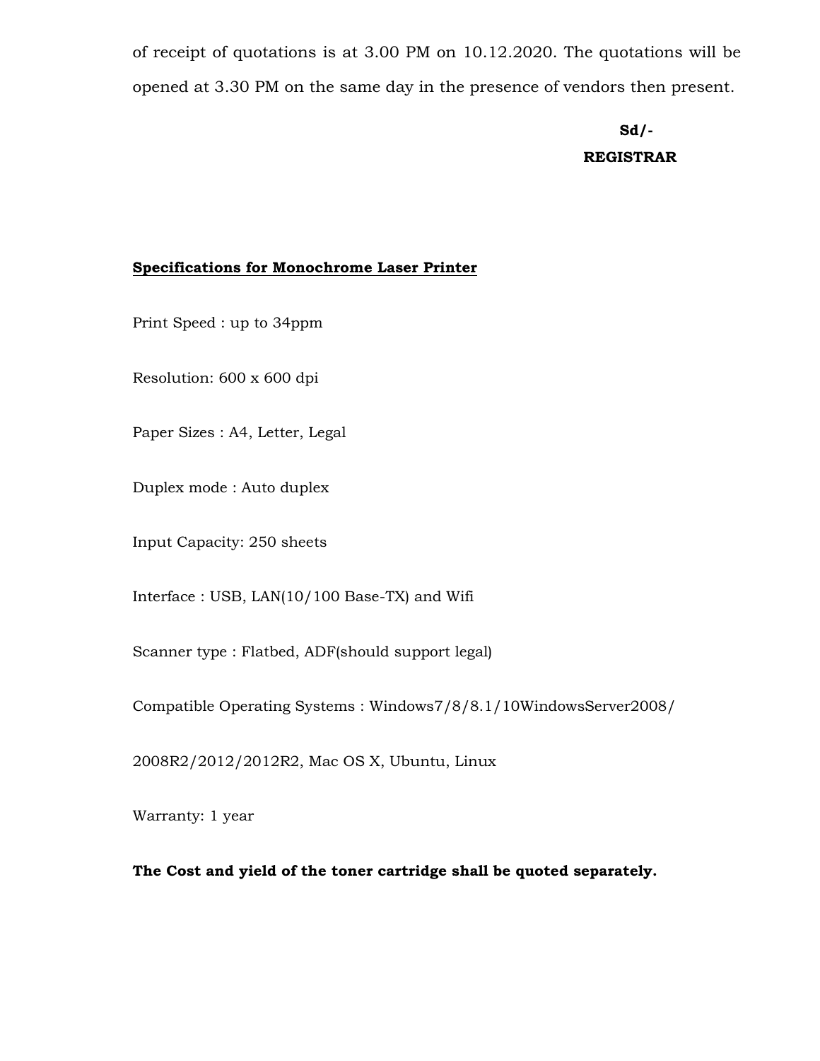of receipt of quotations is at 3.00 PM on 10.12.2020. The quotations will be opened at 3.30 PM on the same day in the presence of vendors then present.

**Sd/-**
**REGISTRAR**

**<u>Specifications for Monochrome Laser Printer</u>**

Print Speed : up to 34ppm

Resolution: 600 x 600 dpi

Paper Sizes : A4, Letter, Legal

Duplex mode : Auto duplex

Input Capacity: 250 sheets

Interface : USB, LAN(10/100 Base-TX) and Wifi

Scanner type : Flatbed, ADF(should support legal)

Compatible Operating Systems : Windows7/8/8.1/10WindowsServer2008/

2008R2/2012/2012R2, Mac OS X, Ubuntu, Linux

Warranty: 1 year

**The Cost and yield of the toner cartridge shall be quoted separately.**